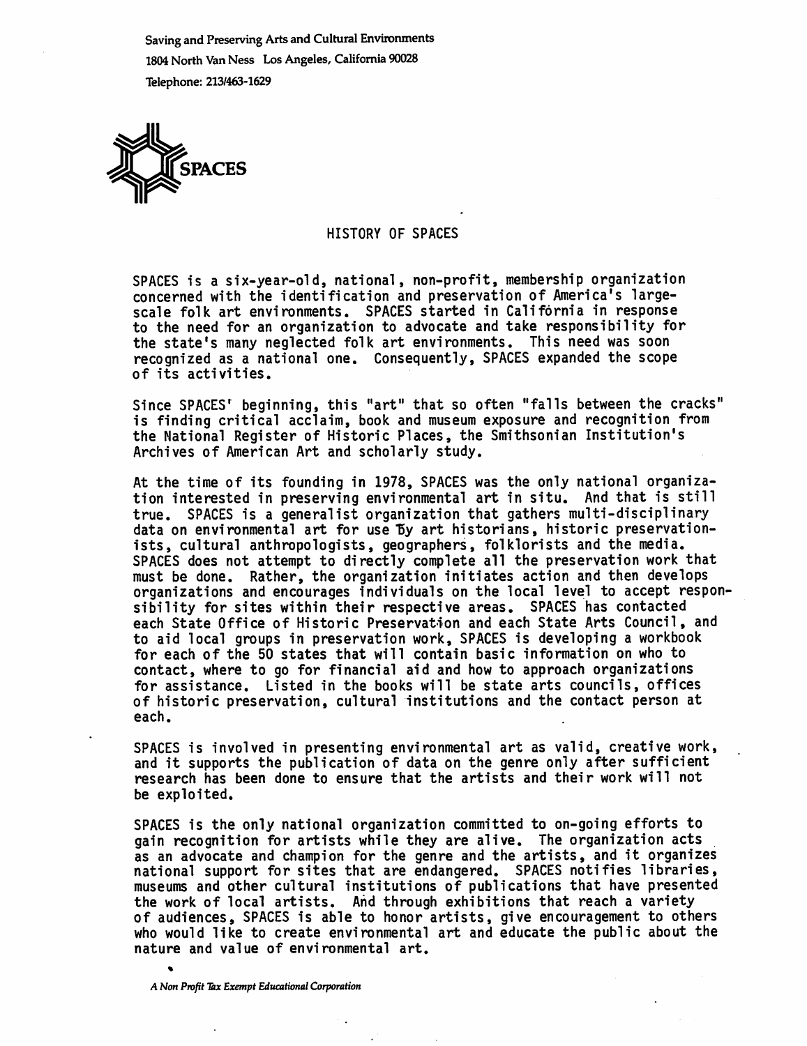Saving and Preserving Arts and Cultural Environments
1804 North Van Ness Los Angeles, California 90028
Telephone: 213/463-1629

SPACES

# HISTORY OF SPACES

SPACES is a six-year-old, national, non-profit, membership organization concerned with the identification and preservation of America's large-scale folk art environments. SPACES started in California in response to the need for an organization to advocate and take responsibility for the state's many neglected folk art environments. This need was soon recognized as a national one. Consequently, SPACES expanded the scope of its activities.

Since SPACES' beginning, this "art" that so often "falls between the cracks" is finding critical acclaim, book and museum exposure and recognition from the National Register of Historic Places, the Smithsonian Institution's Archives of American Art and scholarly study.

At the time of its founding in 1978, SPACES was the only national organization interested in preserving environmental art in situ. And that is still true. SPACES is a generalist organization that gathers multi-disciplinary data on environmental art for use by art historians, historic preservationists, cultural anthropologists, geographers, folklorists and the media. SPACES does not attempt to directly complete all the preservation work that must be done. Rather, the organization initiates action and then develops organizations and encourages individuals on the local level to accept responsibility for sites within their respective areas. SPACES has contacted each State Office of Historic Preservation and each State Arts Council, and to aid local groups in preservation work, SPACES is developing a workbook for each of the 50 states that will contain basic information on who to contact, where to go for financial aid and how to approach organizations for assistance. Listed in the books will be state arts councils, offices of historic preservation, cultural institutions and the contact person at each.

SPACES is involved in presenting environmental art as valid, creative work, and it supports the publication of data on the genre only after sufficient research has been done to ensure that the artists and their work will not be exploited.

SPACES is the only national organization committed to on-going efforts to gain recognition for artists while they are alive. The organization acts as an advocate and champion for the genre and the artists, and it organizes national support for sites that are endangered. SPACES notifies libraries, museums and other cultural institutions of publications that have presented the work of local artists. And through exhibitions that reach a variety of audiences, SPACES is able to honor artists, give encouragement to others who would like to create environmental art and educate the public about the nature and value of environmental art.

*A Non Profit Tax Exempt Educational Corporation*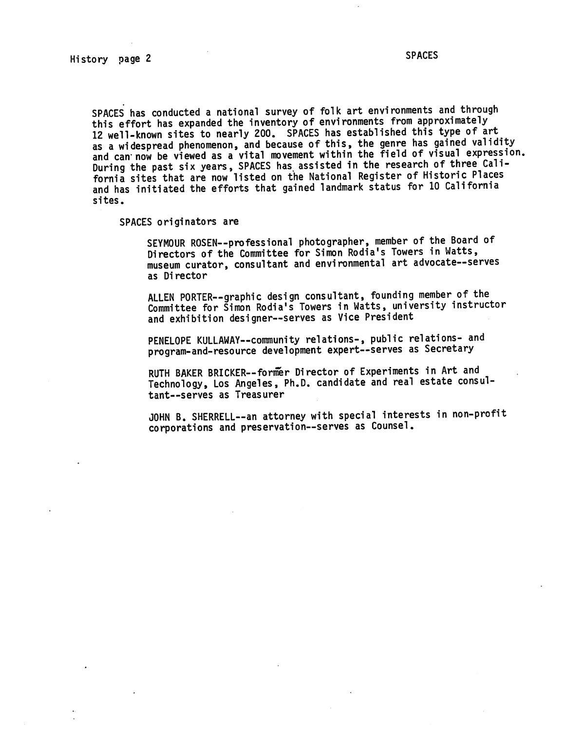SPACES has conducted a national survey of folk art environments and through this effort has expanded the inventory of environments from approximately 12 well-known sites to nearly 200. SPACES has established this type of art as a widespread phenomenon, and because of this, the genre has gained validity and can now be viewed as a vital movement within the field of visual expression. During the past six years, SPACES has assisted in the research of three California sites that are now listed on the National Register of Historic Places and has initiated the efforts that gained landmark status for 10 California sites.

SPACES originators are

SEYMOUR ROSEN--professional photographer, member of the Board of Directors of the Committee for Simon Rodia's Towers in Watts, museum curator, consultant and environmental art advocate--serves as Director

ALLEN PORTER--graphic design consultant, founding member of the Committee for Simon Rodia's Towers in Watts, university instructor and exhibition designer--serves as Vice President

PENELOPE KULLAWAY--community relations-, public relations- and program-and-resource development expert--serves as Secretary

RUTH BAKER BRICKER--former Director of Experiments in Art and Technology, Los Angeles, Ph.D. candidate and real estate consultant--serves as Treasurer

JOHN B. SHERRELL--an attorney with special interests in non-profit corporations and preservation--serves as Counsel.